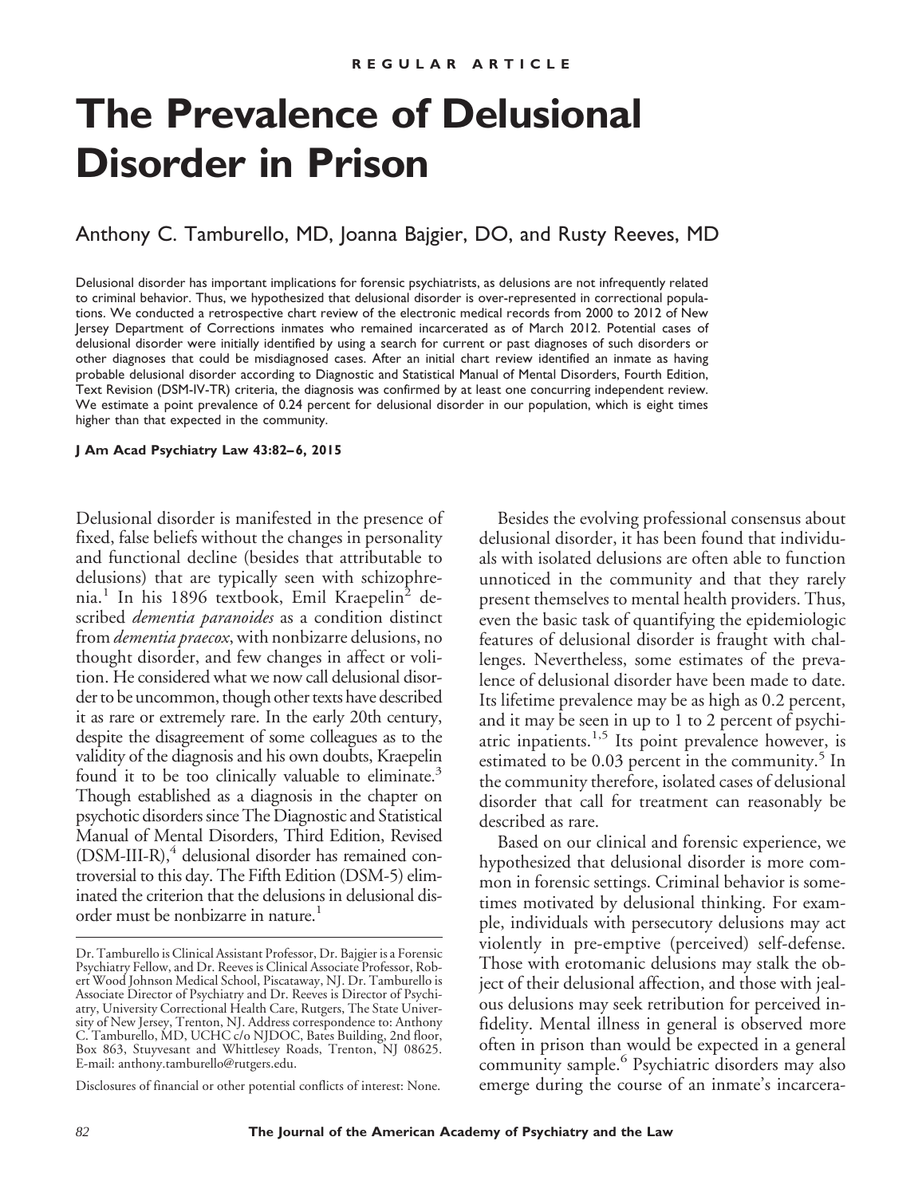REGULAR ARTICLE

# The Prevalence of Delusional Disorder in Prison

Anthony C. Tamburello, MD, Joanna Bajgier, DO, and Rusty Reeves, MD

Delusional disorder has important implications for forensic psychiatrists, as delusions are not infrequently related to criminal behavior. Thus, we hypothesized that delusional disorder is over-represented in correctional populations. We conducted a retrospective chart review of the electronic medical records from 2000 to 2012 of New Jersey Department of Corrections inmates who remained incarcerated as of March 2012. Potential cases of delusional disorder were initially identified by using a search for current or past diagnoses of such disorders or other diagnoses that could be misdiagnosed cases. After an initial chart review identified an inmate as having probable delusional disorder according to Diagnostic and Statistical Manual of Mental Disorders, Fourth Edition, Text Revision (DSM-IV-TR) criteria, the diagnosis was confirmed by at least one concurring independent review. We estimate a point prevalence of 0.24 percent for delusional disorder in our population, which is eight times higher than that expected in the community.

**J Am Acad Psychiatry Law 43:82–6, 2015**

Delusional disorder is manifested in the presence of fixed, false beliefs without the changes in personality and functional decline (besides that attributable to delusions) that are typically seen with schizophrenia.[1] In his 1896 textbook, Emil Kraepelin[2] described *dementia paranoides* as a condition distinct from *dementia praecox*, with nonbizarre delusions, no thought disorder, and few changes in affect or volition. He considered what we now call delusional disorder to be uncommon, though other texts have described it as rare or extremely rare. In the early 20th century, despite the disagreement of some colleagues as to the validity of the diagnosis and his own doubts, Kraepelin found it to be too clinically valuable to eliminate.[3] Though established as a diagnosis in the chapter on psychotic disorders since The Diagnostic and Statistical Manual of Mental Disorders, Third Edition, Revised (DSM-III-R),[4] delusional disorder has remained controversial to this day. The Fifth Edition (DSM-5) eliminated the criterion that the delusions in delusional disorder must be nonbizarre in nature.[1]

Besides the evolving professional consensus about delusional disorder, it has been found that individuals with isolated delusions are often able to function unnoticed in the community and that they rarely present themselves to mental health providers. Thus, even the basic task of quantifying the epidemiologic features of delusional disorder is fraught with challenges. Nevertheless, some estimates of the prevalence of delusional disorder have been made to date. Its lifetime prevalence may be as high as 0.2 percent, and it may be seen in up to 1 to 2 percent of psychiatric inpatients.[1,5] Its point prevalence however, is estimated to be 0.03 percent in the community.[5] In the community therefore, isolated cases of delusional disorder that call for treatment can reasonably be described as rare.

Based on our clinical and forensic experience, we hypothesized that delusional disorder is more common in forensic settings. Criminal behavior is sometimes motivated by delusional thinking. For example, individuals with persecutory delusions may act violently in pre-emptive (perceived) self-defense. Those with erotomanic delusions may stalk the object of their delusional affection, and those with jealous delusions may seek retribution for perceived infidelity. Mental illness in general is observed more often in prison than would be expected in a general community sample.[6] Psychiatric disorders may also emerge during the course of an inmate's incarcera-

Dr. Tamburello is Clinical Assistant Professor, Dr. Bajgier is a Forensic Psychiatry Fellow, and Dr. Reeves is Clinical Associate Professor, Robert Wood Johnson Medical School, Piscataway, NJ. Dr. Tamburello is Associate Director of Psychiatry and Dr. Reeves is Director of Psychiatry, University Correctional Health Care, Rutgers, The State University of New Jersey, Trenton, NJ. Address correspondence to: Anthony C. Tamburello, MD, UCHC c/o NJDOC, Bates Building, 2nd floor, Box 863, Stuyvesant and Whittlesey Roads, Trenton, NJ 08625. E-mail: anthony.tamburello@rutgers.edu.

Disclosures of financial or other potential conflicts of interest: None.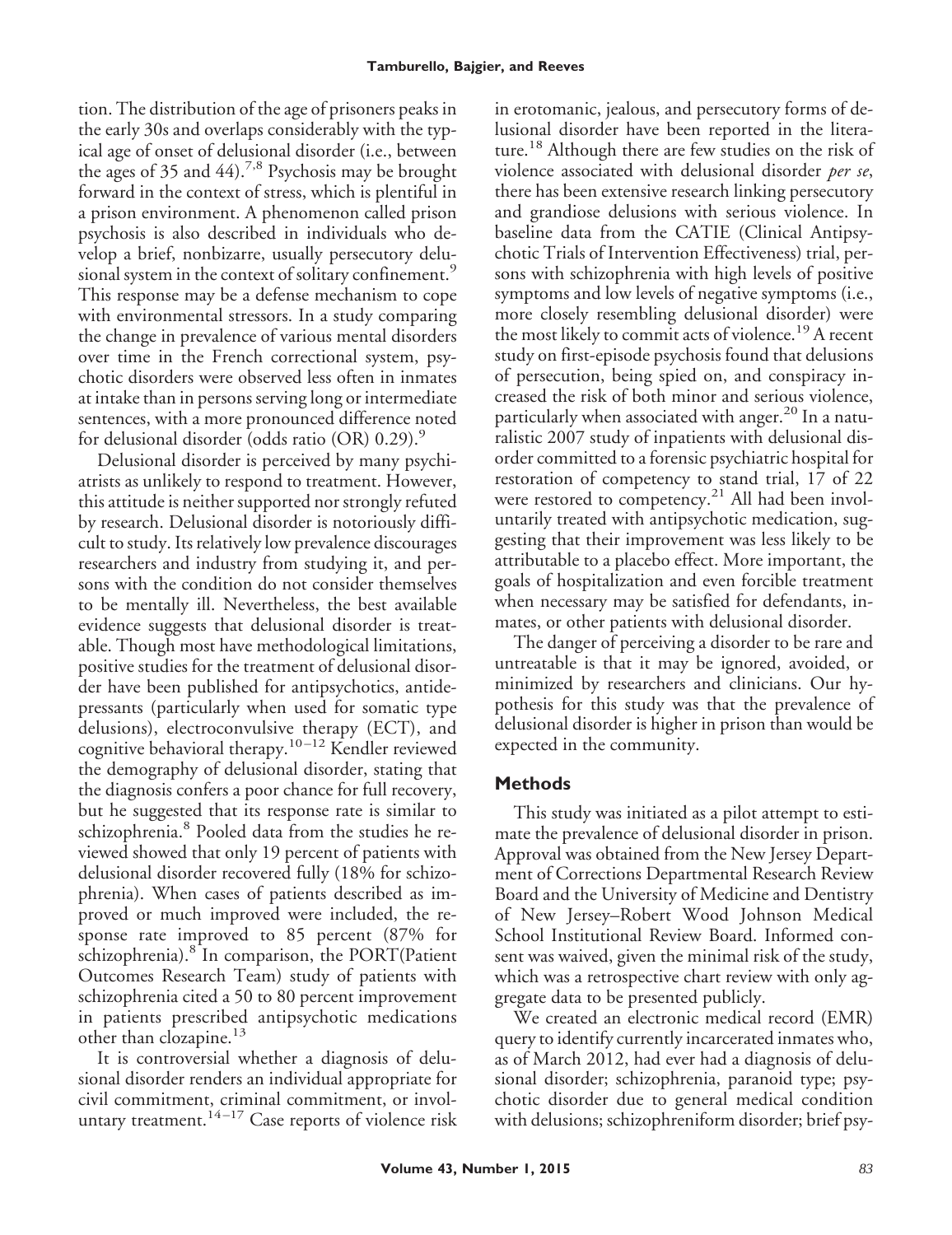tion. The distribution of the age of prisoners peaks in the early 30s and overlaps considerably with the typical age of onset of delusional disorder (i.e., between the ages of 35 and 44).[7,8] Psychosis may be brought forward in the context of stress, which is plentiful in a prison environment. A phenomenon called prison psychosis is also described in individuals who develop a brief, nonbizarre, usually persecutory delusional system in the context of solitary confinement.[9] This response may be a defense mechanism to cope with environmental stressors. In a study comparing the change in prevalence of various mental disorders over time in the French correctional system, psychotic disorders were observed less often in inmates at intake than in persons serving long or intermediate sentences, with a more pronounced difference noted for delusional disorder (odds ratio (OR) 0.29).[9]

Delusional disorder is perceived by many psychiatrists as unlikely to respond to treatment. However, this attitude is neither supported nor strongly refuted by research. Delusional disorder is notoriously difficult to study. Its relatively low prevalence discourages researchers and industry from studying it, and persons with the condition do not consider themselves to be mentally ill. Nevertheless, the best available evidence suggests that delusional disorder is treatable. Though most have methodological limitations, positive studies for the treatment of delusional disorder have been published for antipsychotics, antidepressants (particularly when used for somatic type delusions), electroconvulsive therapy (ECT), and cognitive behavioral therapy.[10–12] Kendler reviewed the demography of delusional disorder, stating that the diagnosis confers a poor chance for full recovery, but he suggested that its response rate is similar to schizophrenia.[8] Pooled data from the studies he reviewed showed that only 19 percent of patients with delusional disorder recovered fully (18% for schizophrenia). When cases of patients described as improved or much improved were included, the response rate improved to 85 percent (87% for schizophrenia).[8] In comparison, the PORT(Patient Outcomes Research Team) study of patients with schizophrenia cited a 50 to 80 percent improvement in patients prescribed antipsychotic medications other than clozapine.[13]

It is controversial whether a diagnosis of delusional disorder renders an individual appropriate for civil commitment, criminal commitment, or involuntary treatment.[14–17] Case reports of violence risk in erotomanic, jealous, and persecutory forms of delusional disorder have been reported in the literature.[18] Although there are few studies on the risk of violence associated with delusional disorder *per se*, there has been extensive research linking persecutory and grandiose delusions with serious violence. In baseline data from the CATIE (Clinical Antipsychotic Trials of Intervention Effectiveness) trial, persons with schizophrenia with high levels of positive symptoms and low levels of negative symptoms (i.e., more closely resembling delusional disorder) were the most likely to commit acts of violence.[19] A recent study on first-episode psychosis found that delusions of persecution, being spied on, and conspiracy increased the risk of both minor and serious violence, particularly when associated with anger.[20] In a naturalistic 2007 study of inpatients with delusional disorder committed to a forensic psychiatric hospital for restoration of competency to stand trial, 17 of 22 were restored to competency.[21] All had been involuntarily treated with antipsychotic medication, suggesting that their improvement was less likely to be attributable to a placebo effect. More important, the goals of hospitalization and even forcible treatment when necessary may be satisfied for defendants, inmates, or other patients with delusional disorder.

The danger of perceiving a disorder to be rare and untreatable is that it may be ignored, avoided, or minimized by researchers and clinicians. Our hypothesis for this study was that the prevalence of delusional disorder is higher in prison than would be expected in the community.

## Methods

This study was initiated as a pilot attempt to estimate the prevalence of delusional disorder in prison. Approval was obtained from the New Jersey Department of Corrections Departmental Research Review Board and the University of Medicine and Dentistry of New Jersey–Robert Wood Johnson Medical School Institutional Review Board. Informed consent was waived, given the minimal risk of the study, which was a retrospective chart review with only aggregate data to be presented publicly.

We created an electronic medical record (EMR) query to identify currently incarcerated inmates who, as of March 2012, had ever had a diagnosis of delusional disorder; schizophrenia, paranoid type; psychotic disorder due to general medical condition with delusions; schizophreniform disorder; brief psy-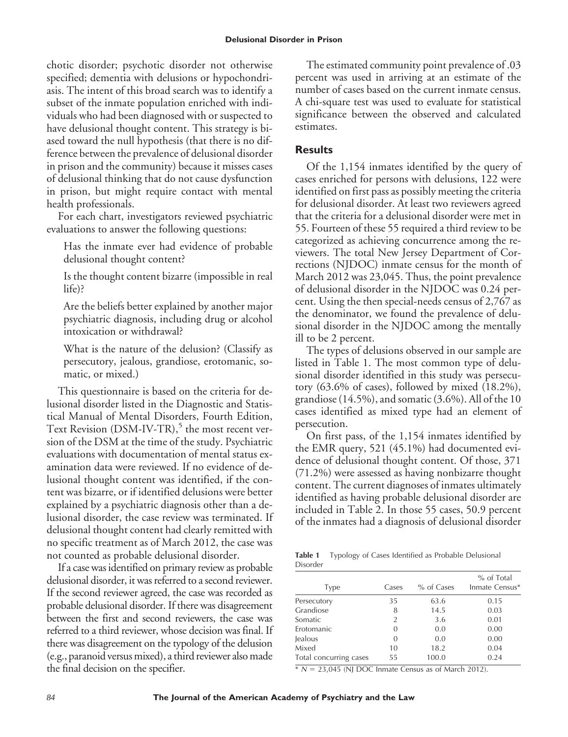chotic disorder; psychotic disorder not otherwise specified; dementia with delusions or hypochondriasis. The intent of this broad search was to identify a subset of the inmate population enriched with individuals who had been diagnosed with or suspected to have delusional thought content. This strategy is biased toward the null hypothesis (that there is no difference between the prevalence of delusional disorder in prison and the community) because it misses cases of delusional thinking that do not cause dysfunction in prison, but might require contact with mental health professionals.

For each chart, investigators reviewed psychiatric evaluations to answer the following questions:

Has the inmate ever had evidence of probable delusional thought content?

Is the thought content bizarre (impossible in real life)?

Are the beliefs better explained by another major psychiatric diagnosis, including drug or alcohol intoxication or withdrawal?

What is the nature of the delusion? (Classify as persecutory, jealous, grandiose, erotomanic, somatic, or mixed.)

This questionnaire is based on the criteria for delusional disorder listed in the Diagnostic and Statistical Manual of Mental Disorders, Fourth Edition, Text Revision (DSM-IV-TR),[5] the most recent version of the DSM at the time of the study. Psychiatric evaluations with documentation of mental status examination data were reviewed. If no evidence of delusional thought content was identified, if the content was bizarre, or if identified delusions were better explained by a psychiatric diagnosis other than a delusional disorder, the case review was terminated. If delusional thought content had clearly remitted with no specific treatment as of March 2012, the case was not counted as probable delusional disorder.

If a case was identified on primary review as probable delusional disorder, it was referred to a second reviewer. If the second reviewer agreed, the case was recorded as probable delusional disorder. If there was disagreement between the first and second reviewers, the case was referred to a third reviewer, whose decision was final. If there was disagreement on the typology of the delusion (e.g., paranoid versus mixed), a third reviewer also made the final decision on the specifier.

The estimated community point prevalence of .03 percent was used in arriving at an estimate of the number of cases based on the current inmate census. A chi-square test was used to evaluate for statistical significance between the observed and calculated estimates.

## Results

Of the 1,154 inmates identified by the query of cases enriched for persons with delusions, 122 were identified on first pass as possibly meeting the criteria for delusional disorder. At least two reviewers agreed that the criteria for a delusional disorder were met in 55. Fourteen of these 55 required a third review to be categorized as achieving concurrence among the reviewers. The total New Jersey Department of Corrections (NJDOC) inmate census for the month of March 2012 was 23,045. Thus, the point prevalence of delusional disorder in the NJDOC was 0.24 percent. Using the then special-needs census of 2,767 as the denominator, we found the prevalence of delusional disorder in the NJDOC among the mentally ill to be 2 percent.

The types of delusions observed in our sample are listed in Table 1. The most common type of delusional disorder identified in this study was persecutory (63.6% of cases), followed by mixed (18.2%), grandiose (14.5%), and somatic (3.6%). All of the 10 cases identified as mixed type had an element of persecution.

On first pass, of the 1,154 inmates identified by the EMR query, 521 (45.1%) had documented evidence of delusional thought content. Of those, 371 (71.2%) were assessed as having nonbizarre thought content. The current diagnoses of inmates ultimately identified as having probable delusional disorder are included in Table 2. In those 55 cases, 50.9 percent of the inmates had a diagnosis of delusional disorder

**Table 1** Typology of Cases Identified as Probable Delusional Disorder

| Type | Cases | % of Cases | % of Total Inmate Census* |
|---|---|---|---|
| Persecutory | 35 | 63.6 | 0.15 |
| Grandiose | 8 | 14.5 | 0.03 |
| Somatic | 2 | 3.6 | 0.01 |
| Erotomanic | 0 | 0.0 | 0.00 |
| Jealous | 0 | 0.0 | 0.00 |
| Mixed | 10 | 18.2 | 0.04 |
| Total concurring cases | 55 | 100.0 | 0.24 |

* $N = 23{,}045$ (NJ DOC Inmate Census as of March 2012).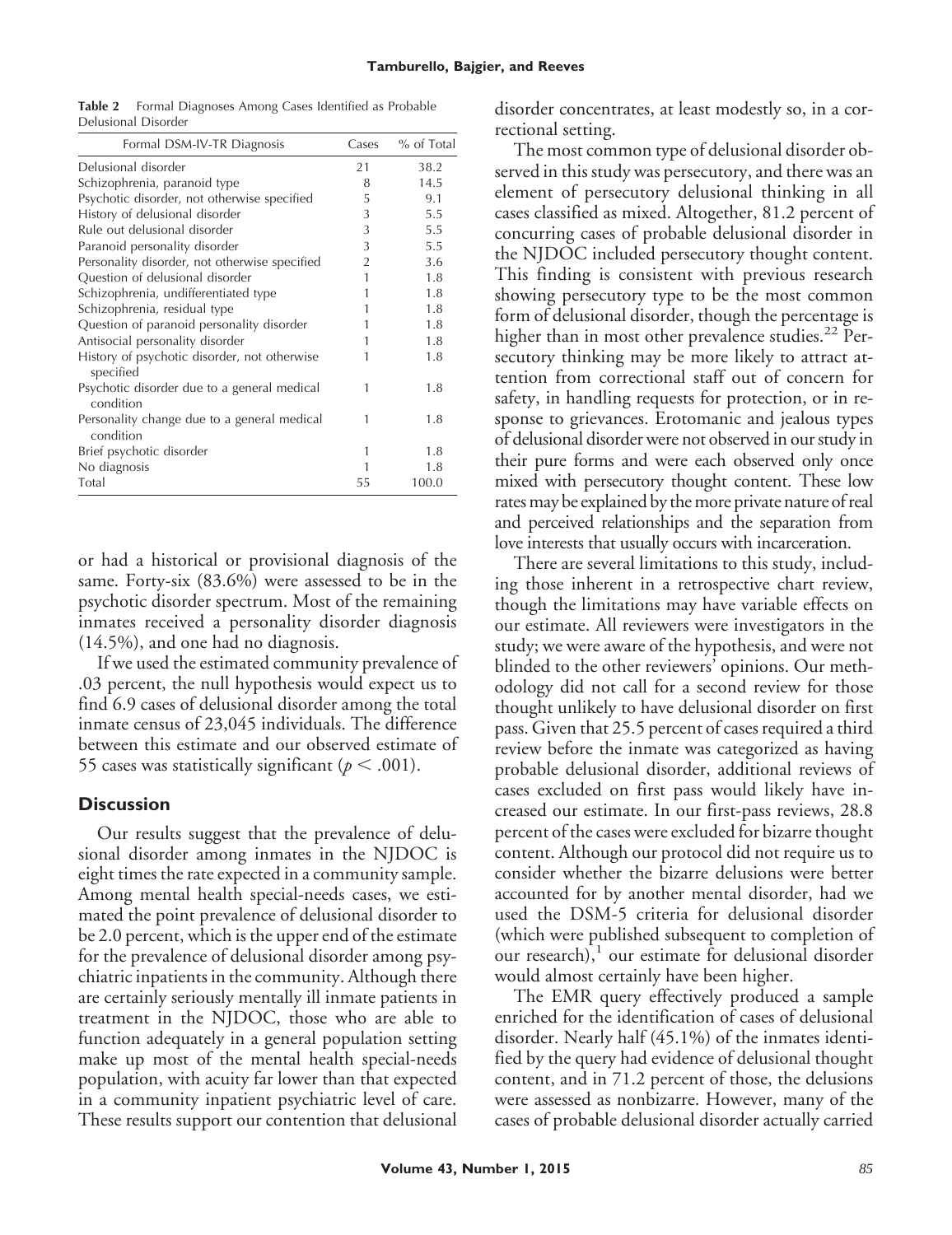**Table 2** Formal Diagnoses Among Cases Identified as Probable Delusional Disorder

| Formal DSM-IV-TR Diagnosis | Cases | % of Total |
|---|---|---|
| Delusional disorder | 21 | 38.2 |
| Schizophrenia, paranoid type | 8 | 14.5 |
| Psychotic disorder, not otherwise specified | 5 | 9.1 |
| History of delusional disorder | 3 | 5.5 |
| Rule out delusional disorder | 3 | 5.5 |
| Paranoid personality disorder | 3 | 5.5 |
| Personality disorder, not otherwise specified | 2 | 3.6 |
| Question of delusional disorder | 1 | 1.8 |
| Schizophrenia, undifferentiated type | 1 | 1.8 |
| Schizophrenia, residual type | 1 | 1.8 |
| Question of paranoid personality disorder | 1 | 1.8 |
| Antisocial personality disorder | 1 | 1.8 |
| History of psychotic disorder, not otherwise specified | 1 | 1.8 |
| Psychotic disorder due to a general medical condition | 1 | 1.8 |
| Personality change due to a general medical condition | 1 | 1.8 |
| Brief psychotic disorder | 1 | 1.8 |
| No diagnosis | 1 | 1.8 |
| Total | 55 | 100.0 |

or had a historical or provisional diagnosis of the same. Forty-six (83.6%) were assessed to be in the psychotic disorder spectrum. Most of the remaining inmates received a personality disorder diagnosis (14.5%), and one had no diagnosis.

If we used the estimated community prevalence of .03 percent, the null hypothesis would expect us to find 6.9 cases of delusional disorder among the total inmate census of 23,045 individuals. The difference between this estimate and our observed estimate of 55 cases was statistically significant ($p < .001$).

## Discussion

Our results suggest that the prevalence of delusional disorder among inmates in the NJDOC is eight times the rate expected in a community sample. Among mental health special-needs cases, we estimated the point prevalence of delusional disorder to be 2.0 percent, which is the upper end of the estimate for the prevalence of delusional disorder among psychiatric inpatients in the community. Although there are certainly seriously mentally ill inmate patients in treatment in the NJDOC, those who are able to function adequately in a general population setting make up most of the mental health special-needs population, with acuity far lower than that expected in a community inpatient psychiatric level of care. These results support our contention that delusional disorder concentrates, at least modestly so, in a correctional setting.

The most common type of delusional disorder observed in this study was persecutory, and there was an element of persecutory delusional thinking in all cases classified as mixed. Altogether, 81.2 percent of concurring cases of probable delusional disorder in the NJDOC included persecutory thought content. This finding is consistent with previous research showing persecutory type to be the most common form of delusional disorder, though the percentage is higher than in most other prevalence studies.[22] Persecutory thinking may be more likely to attract attention from correctional staff out of concern for safety, in handling requests for protection, or in response to grievances. Erotomanic and jealous types of delusional disorder were not observed in our study in their pure forms and were each observed only once mixed with persecutory thought content. These low rates may be explained by the more private nature of real and perceived relationships and the separation from love interests that usually occurs with incarceration.

There are several limitations to this study, including those inherent in a retrospective chart review, though the limitations may have variable effects on our estimate. All reviewers were investigators in the study; we were aware of the hypothesis, and were not blinded to the other reviewers' opinions. Our methodology did not call for a second review for those thought unlikely to have delusional disorder on first pass. Given that 25.5 percent of cases required a third review before the inmate was categorized as having probable delusional disorder, additional reviews of cases excluded on first pass would likely have increased our estimate. In our first-pass reviews, 28.8 percent of the cases were excluded for bizarre thought content. Although our protocol did not require us to consider whether the bizarre delusions were better accounted for by another mental disorder, had we used the DSM-5 criteria for delusional disorder (which were published subsequent to completion of our research),[1] our estimate for delusional disorder would almost certainly have been higher.

The EMR query effectively produced a sample enriched for the identification of cases of delusional disorder. Nearly half (45.1%) of the inmates identified by the query had evidence of delusional thought content, and in 71.2 percent of those, the delusions were assessed as nonbizarre. However, many of the cases of probable delusional disorder actually carried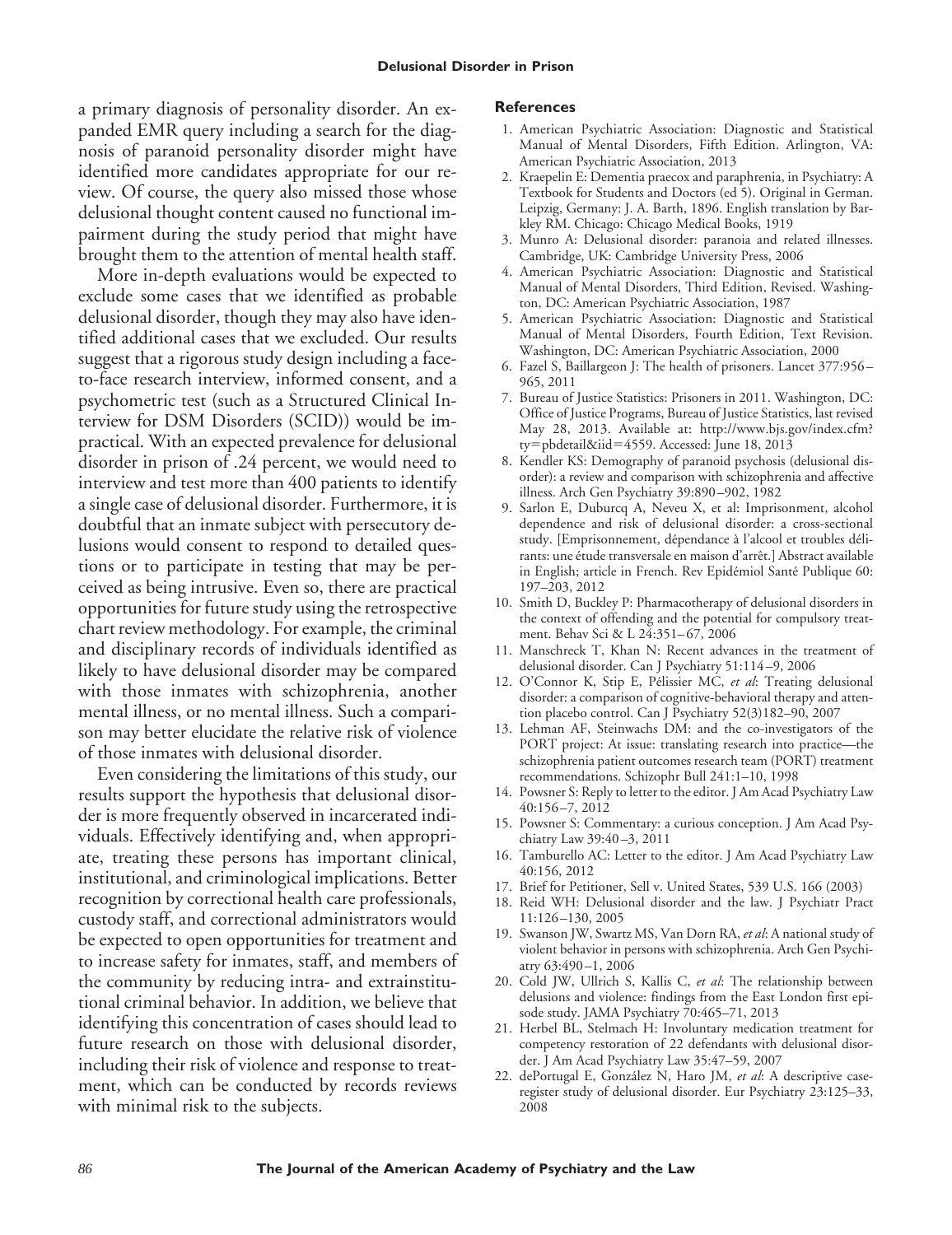a primary diagnosis of personality disorder. An expanded EMR query including a search for the diagnosis of paranoid personality disorder might have identified more candidates appropriate for our review. Of course, the query also missed those whose delusional thought content caused no functional impairment during the study period that might have brought them to the attention of mental health staff.

More in-depth evaluations would be expected to exclude some cases that we identified as probable delusional disorder, though they may also have identified additional cases that we excluded. Our results suggest that a rigorous study design including a face-to-face research interview, informed consent, and a psychometric test (such as a Structured Clinical Interview for DSM Disorders (SCID)) would be impractical. With an expected prevalence for delusional disorder in prison of .24 percent, we would need to interview and test more than 400 patients to identify a single case of delusional disorder. Furthermore, it is doubtful that an inmate subject with persecutory delusions would consent to respond to detailed questions or to participate in testing that may be perceived as being intrusive. Even so, there are practical opportunities for future study using the retrospective chart review methodology. For example, the criminal and disciplinary records of individuals identified as likely to have delusional disorder may be compared with those inmates with schizophrenia, another mental illness, or no mental illness. Such a comparison may better elucidate the relative risk of violence of those inmates with delusional disorder.

Even considering the limitations of this study, our results support the hypothesis that delusional disorder is more frequently observed in incarcerated individuals. Effectively identifying and, when appropriate, treating these persons has important clinical, institutional, and criminological implications. Better recognition by correctional health care professionals, custody staff, and correctional administrators would be expected to open opportunities for treatment and to increase safety for inmates, staff, and members of the community by reducing intra- and extrainstitutional criminal behavior. In addition, we believe that identifying this concentration of cases should lead to future research on those with delusional disorder, including their risk of violence and response to treatment, which can be conducted by records reviews with minimal risk to the subjects.

## References

1. American Psychiatric Association: Diagnostic and Statistical Manual of Mental Disorders, Fifth Edition. Arlington, VA: American Psychiatric Association, 2013
2. Kraepelin E: Dementia praecox and paraphrenia, in Psychiatry: A Textbook for Students and Doctors (ed 5). Original in German. Leipzig, Germany: J. A. Barth, 1896. English translation by Barkley RM. Chicago: Chicago Medical Books, 1919
3. Munro A: Delusional disorder: paranoia and related illnesses. Cambridge, UK: Cambridge University Press, 2006
4. American Psychiatric Association: Diagnostic and Statistical Manual of Mental Disorders, Third Edition, Revised. Washington, DC: American Psychiatric Association, 1987
5. American Psychiatric Association: Diagnostic and Statistical Manual of Mental Disorders, Fourth Edition, Text Revision. Washington, DC: American Psychiatric Association, 2000
6. Fazel S, Baillargeon J: The health of prisoners. Lancet 377:956–965, 2011
7. Bureau of Justice Statistics: Prisoners in 2011. Washington, DC: Office of Justice Programs, Bureau of Justice Statistics, last revised May 28, 2013. Available at: http://www.bjs.gov/index.cfm?ty=pbdetail&iid=4559. Accessed: June 18, 2013
8. Kendler KS: Demography of paranoid psychosis (delusional disorder): a review and comparison with schizophrenia and affective illness. Arch Gen Psychiatry 39:890–902, 1982
9. Sarlon E, Duburcq A, Neveu X, et al: Imprisonment, alcohol dependence and risk of delusional disorder: a cross-sectional study. [Emprisonnement, dépendance à l'alcool et troubles délirants: une étude transversale en maison d'arrêt.] Abstract available in English; article in French. Rev Epidémiol Santé Publique 60: 197–203, 2012
10. Smith D, Buckley P: Pharmacotherapy of delusional disorders in the context of offending and the potential for compulsory treatment. Behav Sci & L 24:351–67, 2006
11. Manschreck T, Khan N: Recent advances in the treatment of delusional disorder. Can J Psychiatry 51:114–9, 2006
12. O'Connor K, Stip E, Pélissier MC, *et al*: Treating delusional disorder: a comparison of cognitive-behavioral therapy and attention placebo control. Can J Psychiatry 52(3)182–90, 2007
13. Lehman AF, Steinwachs DM: and the co-investigators of the PORT project: At issue: translating research into practice—the schizophrenia patient outcomes research team (PORT) treatment recommendations. Schizophr Bull 241:1–10, 1998
14. Powsner S: Reply to letter to the editor. J Am Acad Psychiatry Law 40:156–7, 2012
15. Powsner S: Commentary: a curious conception. J Am Acad Psychiatry Law 39:40–3, 2011
16. Tamburello AC: Letter to the editor. J Am Acad Psychiatry Law 40:156, 2012
17. Brief for Petitioner, Sell v. United States, 539 U.S. 166 (2003)
18. Reid WH: Delusional disorder and the law. J Psychiatr Pract 11:126–130, 2005
19. Swanson JW, Swartz MS, Van Dorn RA, *et al*: A national study of violent behavior in persons with schizophrenia. Arch Gen Psychiatry 63:490–1, 2006
20. Cold JW, Ullrich S, Kallis C, *et al*: The relationship between delusions and violence: findings from the East London first episode study. JAMA Psychiatry 70:465–71, 2013
21. Herbel BL, Stelmach H: Involuntary medication treatment for competency restoration of 22 defendants with delusional disorder. J Am Acad Psychiatry Law 35:47–59, 2007
22. dePortugal E, González N, Haro JM, *et al*: A descriptive case-register study of delusional disorder. Eur Psychiatry 23:125–33, 2008